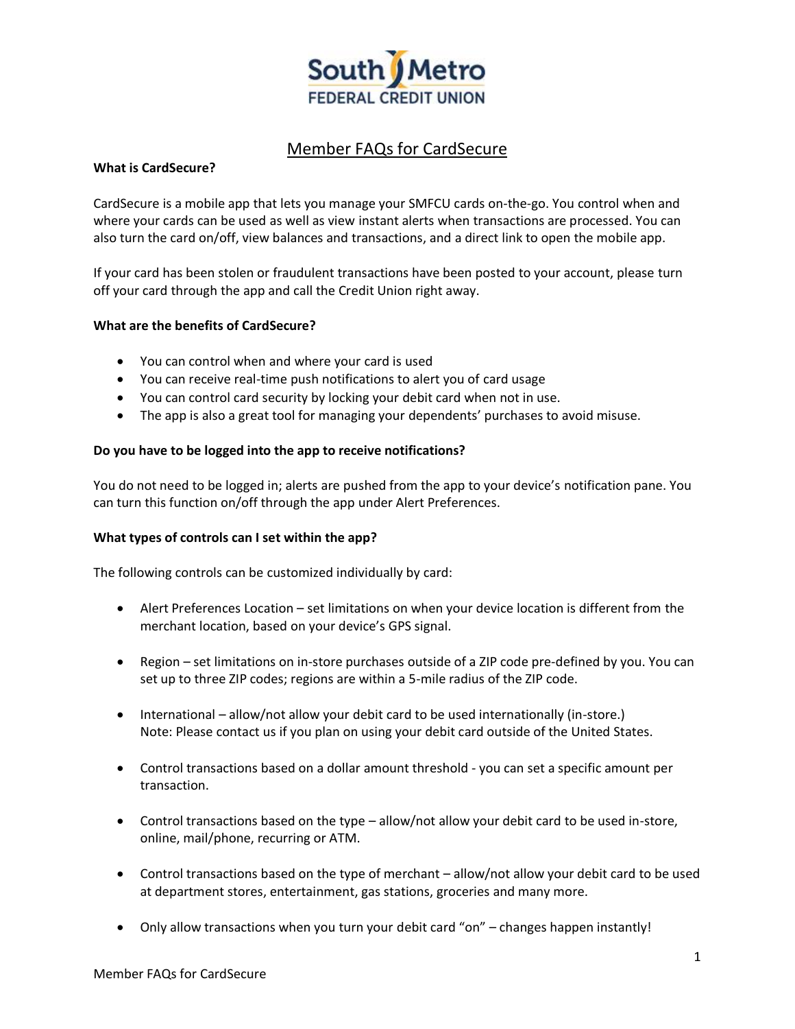South Metro FEDERAL CREDIT UNION

# Member FAQs for CardSecure

**What is CardSecure?**

CardSecure is a mobile app that lets you manage your SMFCU cards on-the-go. You control when and where your cards can be used as well as view instant alerts when transactions are processed. You can also turn the card on/off, view balances and transactions, and a direct link to open the mobile app.

If your card has been stolen or fraudulent transactions have been posted to your account, please turn off your card through the app and call the Credit Union right away.

**What are the benefits of CardSecure?**

- You can control when and where your card is used
- You can receive real-time push notifications to alert you of card usage
- You can control card security by locking your debit card when not in use.
- The app is also a great tool for managing your dependents' purchases to avoid misuse.

**Do you have to be logged into the app to receive notifications?**

You do not need to be logged in; alerts are pushed from the app to your device's notification pane. You can turn this function on/off through the app under Alert Preferences.

**What types of controls can I set within the app?**

The following controls can be customized individually by card:

- Alert Preferences Location – set limitations on when your device location is different from the merchant location, based on your device's GPS signal.

- Region – set limitations on in-store purchases outside of a ZIP code pre-defined by you. You can set up to three ZIP codes; regions are within a 5-mile radius of the ZIP code.

- International – allow/not allow your debit card to be used internationally (in-store.)
  Note: Please contact us if you plan on using your debit card outside of the United States.

- Control transactions based on a dollar amount threshold - you can set a specific amount per transaction.

- Control transactions based on the type – allow/not allow your debit card to be used in-store, online, mail/phone, recurring or ATM.

- Control transactions based on the type of merchant – allow/not allow your debit card to be used at department stores, entertainment, gas stations, groceries and many more.

- Only allow transactions when you turn your debit card "on" – changes happen instantly!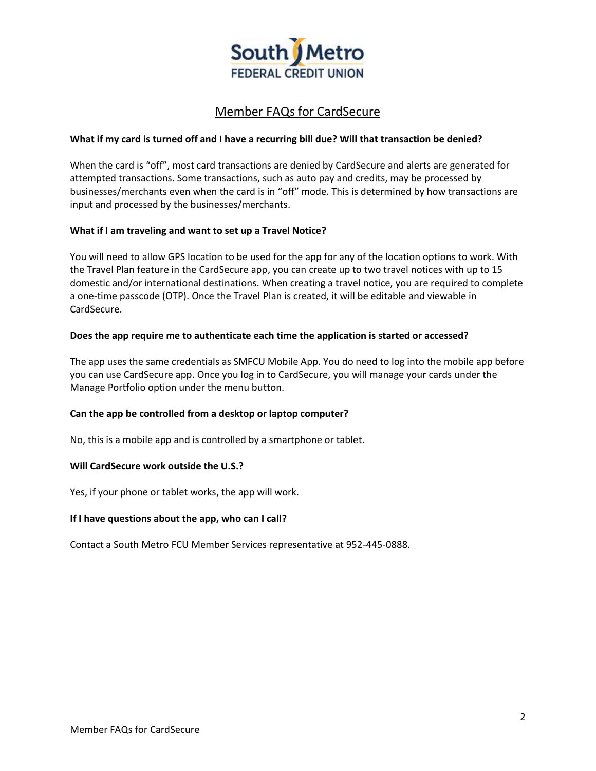South Metro
FEDERAL CREDIT UNION

# Member FAQs for CardSecure

**What if my card is turned off and I have a recurring bill due? Will that transaction be denied?**

When the card is "off", most card transactions are denied by CardSecure and alerts are generated for attempted transactions. Some transactions, such as auto pay and credits, may be processed by businesses/merchants even when the card is in "off" mode. This is determined by how transactions are input and processed by the businesses/merchants.

**What if I am traveling and want to set up a Travel Notice?**

You will need to allow GPS location to be used for the app for any of the location options to work. With the Travel Plan feature in the CardSecure app, you can create up to two travel notices with up to 15 domestic and/or international destinations. When creating a travel notice, you are required to complete a one-time passcode (OTP). Once the Travel Plan is created, it will be editable and viewable in CardSecure.

**Does the app require me to authenticate each time the application is started or accessed?**

The app uses the same credentials as SMFCU Mobile App. You do need to log into the mobile app before you can use CardSecure app. Once you log in to CardSecure, you will manage your cards under the Manage Portfolio option under the menu button.

**Can the app be controlled from a desktop or laptop computer?**

No, this is a mobile app and is controlled by a smartphone or tablet.

**Will CardSecure work outside the U.S.?**

Yes, if your phone or tablet works, the app will work.

**If I have questions about the app, who can I call?**

Contact a South Metro FCU Member Services representative at 952-445-0888.